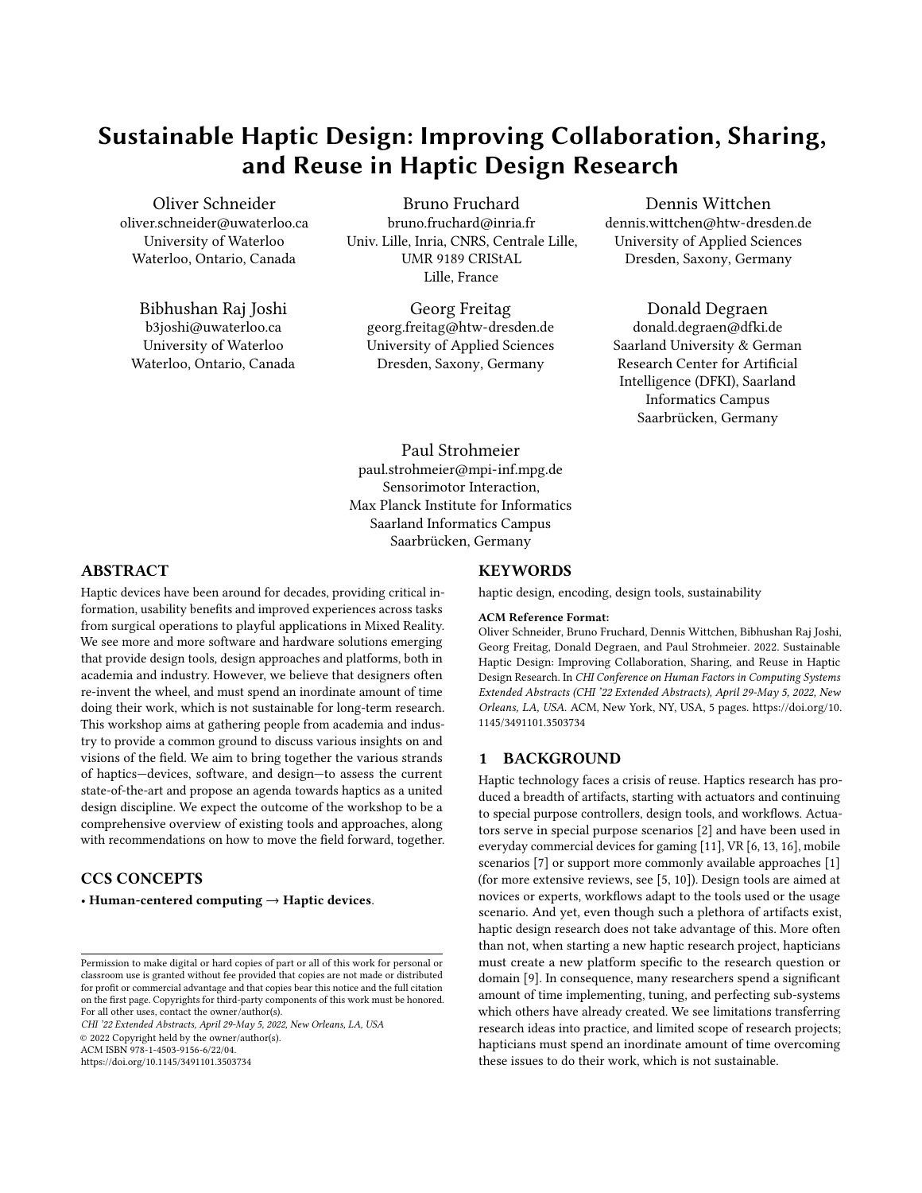# Sustainable Haptic Design: Improving Collaboration, Sharing, and Reuse in Haptic Design Research

Oliver Schneider
oliver.schneider@uwaterloo.ca
University of Waterloo
Waterloo, Ontario, Canada

Bruno Fruchard
bruno.fruchard@inria.fr
Univ. Lille, Inria, CNRS, Centrale Lille, UMR 9189 CRIStAL
Lille, France

Dennis Wittchen
dennis.wittchen@htw-dresden.de
University of Applied Sciences
Dresden, Saxony, Germany

Bibhushan Raj Joshi
b3joshi@uwaterloo.ca
University of Waterloo
Waterloo, Ontario, Canada

Georg Freitag
georg.freitag@htw-dresden.de
University of Applied Sciences
Dresden, Saxony, Germany

Donald Degraen
donald.degraen@dfki.de
Saarland University & German Research Center for Artificial Intelligence (DFKI), Saarland Informatics Campus
Saarbrücken, Germany

Paul Strohmeier
paul.strohmeier@mpi-inf.mpg.de
Sensorimotor Interaction, Max Planck Institute for Informatics
Saarland Informatics Campus
Saarbrücken, Germany

## ABSTRACT

Haptic devices have been around for decades, providing critical information, usability benefits and improved experiences across tasks from surgical operations to playful applications in Mixed Reality. We see more and more software and hardware solutions emerging that provide design tools, design approaches and platforms, both in academia and industry. However, we believe that designers often re-invent the wheel, and must spend an inordinate amount of time doing their work, which is not sustainable for long-term research. This workshop aims at gathering people from academia and industry to provide a common ground to discuss various insights on and visions of the field. We aim to bring together the various strands of haptics—devices, software, and design—to assess the current state-of-the-art and propose an agenda towards haptics as a united design discipline. We expect the outcome of the workshop to be a comprehensive overview of existing tools and approaches, along with recommendations on how to move the field forward, together.

## CCS CONCEPTS

• **Human-centered computing → Haptic devices**.

Permission to make digital or hard copies of part or all of this work for personal or classroom use is granted without fee provided that copies are not made or distributed for profit or commercial advantage and that copies bear this notice and the full citation on the first page. Copyrights for third-party components of this work must be honored. For all other uses, contact the owner/author(s).
*CHI '22 Extended Abstracts, April 29-May 5, 2022, New Orleans, LA, USA*
© 2022 Copyright held by the owner/author(s).
ACM ISBN 978-1-4503-9156-6/22/04.
https://doi.org/10.1145/3491101.3503734

## KEYWORDS

haptic design, encoding, design tools, sustainability

**ACM Reference Format:**
Oliver Schneider, Bruno Fruchard, Dennis Wittchen, Bibhushan Raj Joshi, Georg Freitag, Donald Degraen, and Paul Strohmeier. 2022. Sustainable Haptic Design: Improving Collaboration, Sharing, and Reuse in Haptic Design Research. In *CHI Conference on Human Factors in Computing Systems Extended Abstracts (CHI '22 Extended Abstracts), April 29-May 5, 2022, New Orleans, LA, USA.* ACM, New York, NY, USA, 5 pages. https://doi.org/10.1145/3491101.3503734

## 1 BACKGROUND

Haptic technology faces a crisis of reuse. Haptics research has produced a breadth of artifacts, starting with actuators and continuing to special purpose controllers, design tools, and workflows. Actuators serve in special purpose scenarios [2] and have been used in everyday commercial devices for gaming [11], VR [6, 13, 16], mobile scenarios [7] or support more commonly available approaches [1] (for more extensive reviews, see [5, 10]). Design tools are aimed at novices or experts, workflows adapt to the tools used or the usage scenario. And yet, even though such a plethora of artifacts exist, haptic design research does not take advantage of this. More often than not, when starting a new haptic research project, hapticians must create a new platform specific to the research question or domain [9]. In consequence, many researchers spend a significant amount of time implementing, tuning, and perfecting sub-systems which others have already created. We see limitations transferring research ideas into practice, and limited scope of research projects; hapticians must spend an inordinate amount of time overcoming these issues to do their work, which is not sustainable.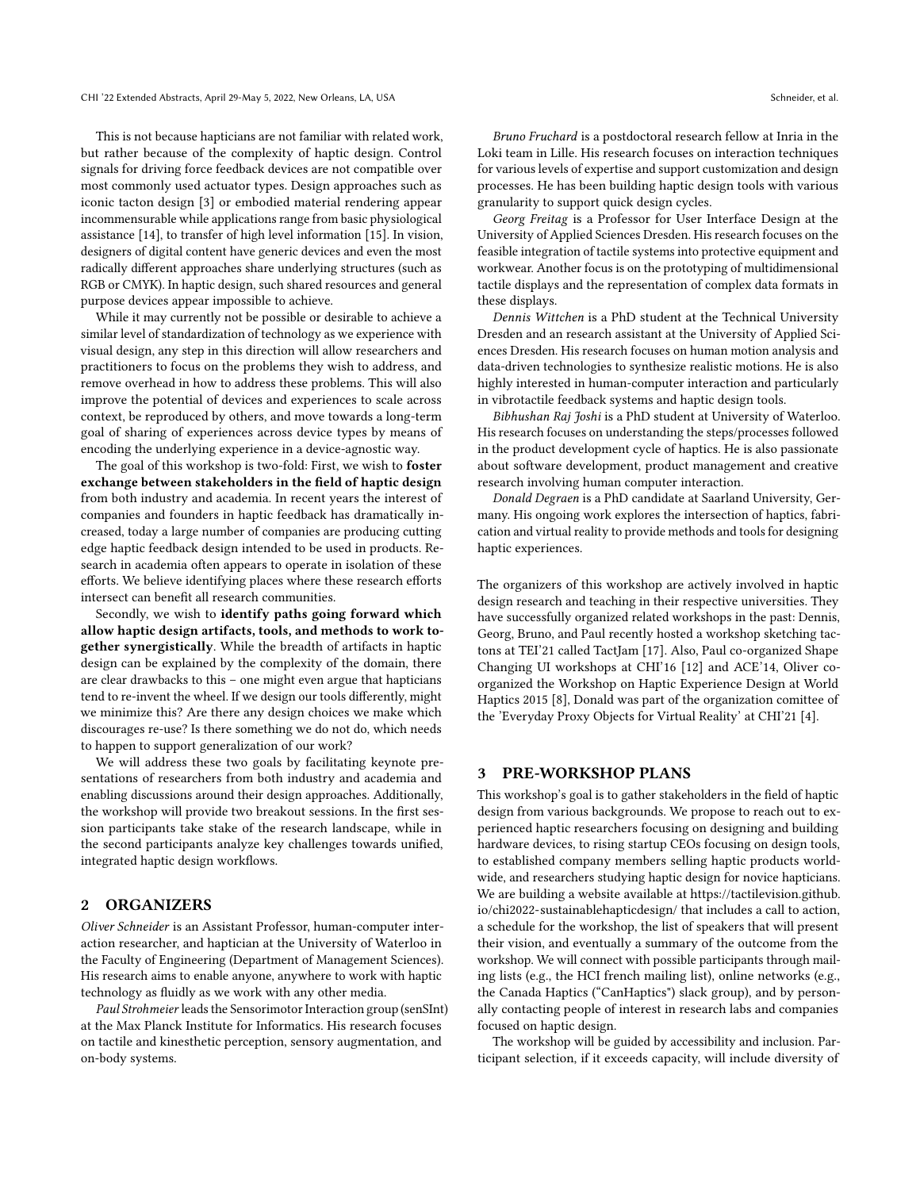This is not because hapticians are not familiar with related work, but rather because of the complexity of haptic design. Control signals for driving force feedback devices are not compatible over most commonly used actuator types. Design approaches such as iconic tacton design [3] or embodied material rendering appear incommensurable while applications range from basic physiological assistance [14], to transfer of high level information [15]. In vision, designers of digital content have generic devices and even the most radically different approaches share underlying structures (such as RGB or CMYK). In haptic design, such shared resources and general purpose devices appear impossible to achieve.

While it may currently not be possible or desirable to achieve a similar level of standardization of technology as we experience with visual design, any step in this direction will allow researchers and practitioners to focus on the problems they wish to address, and remove overhead in how to address these problems. This will also improve the potential of devices and experiences to scale across context, be reproduced by others, and move towards a long-term goal of sharing of experiences across device types by means of encoding the underlying experience in a device-agnostic way.

The goal of this workshop is two-fold: First, we wish to **foster exchange between stakeholders in the field of haptic design** from both industry and academia. In recent years the interest of companies and founders in haptic feedback has dramatically increased, today a large number of companies are producing cutting edge haptic feedback design intended to be used in products. Research in academia often appears to operate in isolation of these efforts. We believe identifying places where these research efforts intersect can benefit all research communities.

Secondly, we wish to **identify paths going forward which allow haptic design artifacts, tools, and methods to work together synergistically**. While the breadth of artifacts in haptic design can be explained by the complexity of the domain, there are clear drawbacks to this – one might even argue that hapticians tend to re-invent the wheel. If we design our tools differently, might we minimize this? Are there any design choices we make which discourages re-use? Is there something we do not do, which needs to happen to support generalization of our work?

We will address these two goals by facilitating keynote presentations of researchers from both industry and academia and enabling discussions around their design approaches. Additionally, the workshop will provide two breakout sessions. In the first session participants take stake of the research landscape, while in the second participants analyze key challenges towards unified, integrated haptic design workflows.

## 2 ORGANIZERS

*Oliver Schneider* is an Assistant Professor, human-computer interaction researcher, and haptician at the University of Waterloo in the Faculty of Engineering (Department of Management Sciences). His research aims to enable anyone, anywhere to work with haptic technology as fluidly as we work with any other media.

*Paul Strohmeier* leads the Sensorimotor Interaction group (senSInt) at the Max Planck Institute for Informatics. His research focuses on tactile and kinesthetic perception, sensory augmentation, and on-body systems.

*Bruno Fruchard* is a postdoctoral research fellow at Inria in the Loki team in Lille. His research focuses on interaction techniques for various levels of expertise and support customization and design processes. He has been building haptic design tools with various granularity to support quick design cycles.

*Georg Freitag* is a Professor for User Interface Design at the University of Applied Sciences Dresden. His research focuses on the feasible integration of tactile systems into protective equipment and workwear. Another focus is on the prototyping of multidimensional tactile displays and the representation of complex data formats in these displays.

*Dennis Wittchen* is a PhD student at the Technical University Dresden and an research assistant at the University of Applied Sciences Dresden. His research focuses on human motion analysis and data-driven technologies to synthesize realistic motions. He is also highly interested in human-computer interaction and particularly in vibrotactile feedback systems and haptic design tools.

*Bibhushan Raj Joshi* is a PhD student at University of Waterloo. His research focuses on understanding the steps/processes followed in the product development cycle of haptics. He is also passionate about software development, product management and creative research involving human computer interaction.

*Donald Degraen* is a PhD candidate at Saarland University, Germany. His ongoing work explores the intersection of haptics, fabrication and virtual reality to provide methods and tools for designing haptic experiences.

The organizers of this workshop are actively involved in haptic design research and teaching in their respective universities. They have successfully organized related workshops in the past: Dennis, Georg, Bruno, and Paul recently hosted a workshop sketching tactons at TEI'21 called TactJam [17]. Also, Paul co-organized Shape Changing UI workshops at CHI'16 [12] and ACE'14, Oliver co-organized the Workshop on Haptic Experience Design at World Haptics 2015 [8], Donald was part of the organization comittee of the 'Everyday Proxy Objects for Virtual Reality' at CHI'21 [4].

## 3 PRE-WORKSHOP PLANS

This workshop's goal is to gather stakeholders in the field of haptic design from various backgrounds. We propose to reach out to experienced haptic researchers focusing on designing and building hardware devices, to rising startup CEOs focusing on design tools, to established company members selling haptic products worldwide, and researchers studying haptic design for novice hapticians. We are building a website available at https://tactilevision.github.io/chi2022-sustainablehapticdesign/ that includes a call to action, a schedule for the workshop, the list of speakers that will present their vision, and eventually a summary of the outcome from the workshop. We will connect with possible participants through mailing lists (e.g., the HCI french mailing list), online networks (e.g., the Canada Haptics ("CanHaptics") slack group), and by personally contacting people of interest in research labs and companies focused on haptic design.

The workshop will be guided by accessibility and inclusion. Participant selection, if it exceeds capacity, will include diversity of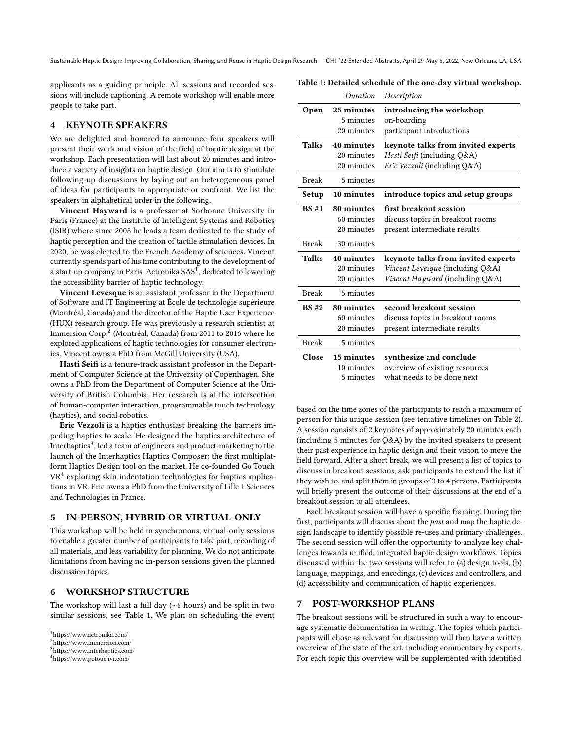applicants as a guiding principle. All sessions and recorded sessions will include captioning. A remote workshop will enable more people to take part.

## 4 KEYNOTE SPEAKERS

We are delighted and honored to announce four speakers will present their work and vision of the field of haptic design at the workshop. Each presentation will last about 20 minutes and introduce a variety of insights on haptic design. Our aim is to stimulate following-up discussions by laying out an heterogeneous panel of ideas for participants to appropriate or confront. We list the speakers in alphabetical order in the following.

**Vincent Hayward** is a professor at Sorbonne University in Paris (France) at the Institute of Intelligent Systems and Robotics (ISIR) where since 2008 he leads a team dedicated to the study of haptic perception and the creation of tactile stimulation devices. In 2020, he was elected to the French Academy of sciences. Vincent currently spends part of his time contributing to the development of a start-up company in Paris, Actronika SAS[1], dedicated to lowering the accessibility barrier of haptic technology.

**Vincent Levesque** is an assistant professor in the Department of Software and IT Engineering at École de technologie supérieure (Montréal, Canada) and the director of the Haptic User Experience (HUX) research group. He was previously a research scientist at Immersion Corp.[2] (Montréal, Canada) from 2011 to 2016 where he explored applications of haptic technologies for consumer electronics. Vincent owns a PhD from McGill University (USA).

**Hasti Seifi** is a tenure-track assistant professor in the Department of Computer Science at the University of Copenhagen. She owns a PhD from the Department of Computer Science at the University of British Columbia. Her research is at the intersection of human-computer interaction, programmable touch technology (haptics), and social robotics.

**Eric Vezzoli** is a haptics enthusiast breaking the barriers impeding haptics to scale. He designed the haptics architecture of Interhaptics[3], led a team of engineers and product-marketing to the launch of the Interhaptics Haptics Composer: the first multiplatform Haptics Design tool on the market. He co-founded Go Touch VR[4] exploring skin indentation technologies for haptics applications in VR. Eric owns a PhD from the University of Lille 1 Sciences and Technologies in France.

## 5 IN-PERSON, HYBRID OR VIRTUAL-ONLY

This workshop will be held in synchronous, virtual-only sessions to enable a greater number of participants to take part, recording of all materials, and less variability for planning. We do not anticipate limitations from having no in-person sessions given the planned discussion topics.

## 6 WORKSHOP STRUCTURE

The workshop will last a full day (~6 hours) and be split in two similar sessions, see Table 1. We plan on scheduling the event based on the time zones of the participants to reach a maximum of person for this unique session (see tentative timelines on Table 2). A session consists of 2 keynotes of approximately 20 minutes each (including 5 minutes for Q&A) by the invited speakers to present their past experience in haptic design and their vision to move the field forward. After a short break, we will present a list of topics to discuss in breakout sessions, ask participants to extend the list if they wish to, and split them in groups of 3 to 4 persons. Participants will briefly present the outcome of their discussions at the end of a breakout session to all attendees.

**Table 1: Detailed schedule of the one-day virtual workshop.**

| | *Duration* | *Description* |
|---|---|---|
| **Open** | **25 minutes** | **introducing the workshop** |
| | 5 minutes | on-boarding |
| | 20 minutes | participant introductions |
| **Talks** | **40 minutes** | **keynote talks from invited experts** |
| | 20 minutes | *Hasti Seifi* (including Q&A) |
| | 20 minutes | *Eric Vezzoli* (including Q&A) |
| Break | 5 minutes | |
| **Setup** | **10 minutes** | **introduce topics and setup groups** |
| **BS #1** | **80 minutes** | **first breakout session** |
| | 60 minutes | discuss topics in breakout rooms |
| | 20 minutes | present intermediate results |
| Break | 30 minutes | |
| **Talks** | **40 minutes** | **keynote talks from invited experts** |
| | 20 minutes | *Vincent Levesque* (including Q&A) |
| | 20 minutes | *Vincent Hayward* (including Q&A) |
| Break | 5 minutes | |
| **BS #2** | **80 minutes** | **second breakout session** |
| | 60 minutes | discuss topics in breakout rooms |
| | 20 minutes | present intermediate results |
| Break | 5 minutes | |
| **Close** | **15 minutes** | **synthesize and conclude** |
| | 10 minutes | overview of existing resources |
| | 5 minutes | what needs to be done next |

Each breakout session will have a specific framing. During the first, participants will discuss about the *past* and map the haptic design landscape to identify possible re-uses and primary challenges. The second session will offer the opportunity to analyze key challenges towards unified, integrated haptic design workflows. Topics discussed within the two sessions will refer to (a) design tools, (b) language, mappings, and encodings, (c) devices and controllers, and (d) accessibility and communication of haptic experiences.

## 7 POST-WORKSHOP PLANS

The breakout sessions will be structured in such a way to encourage systematic documentation in writing. The topics which participants will chose as relevant for discussion will then have a written overview of the state of the art, including commentary by experts. For each topic this overview will be supplemented with identified

[1] https://www.actronika.com/
[2] https://www.immersion.com/
[3] https://www.interhaptics.com/
[4] https://www.gotouchvr.com/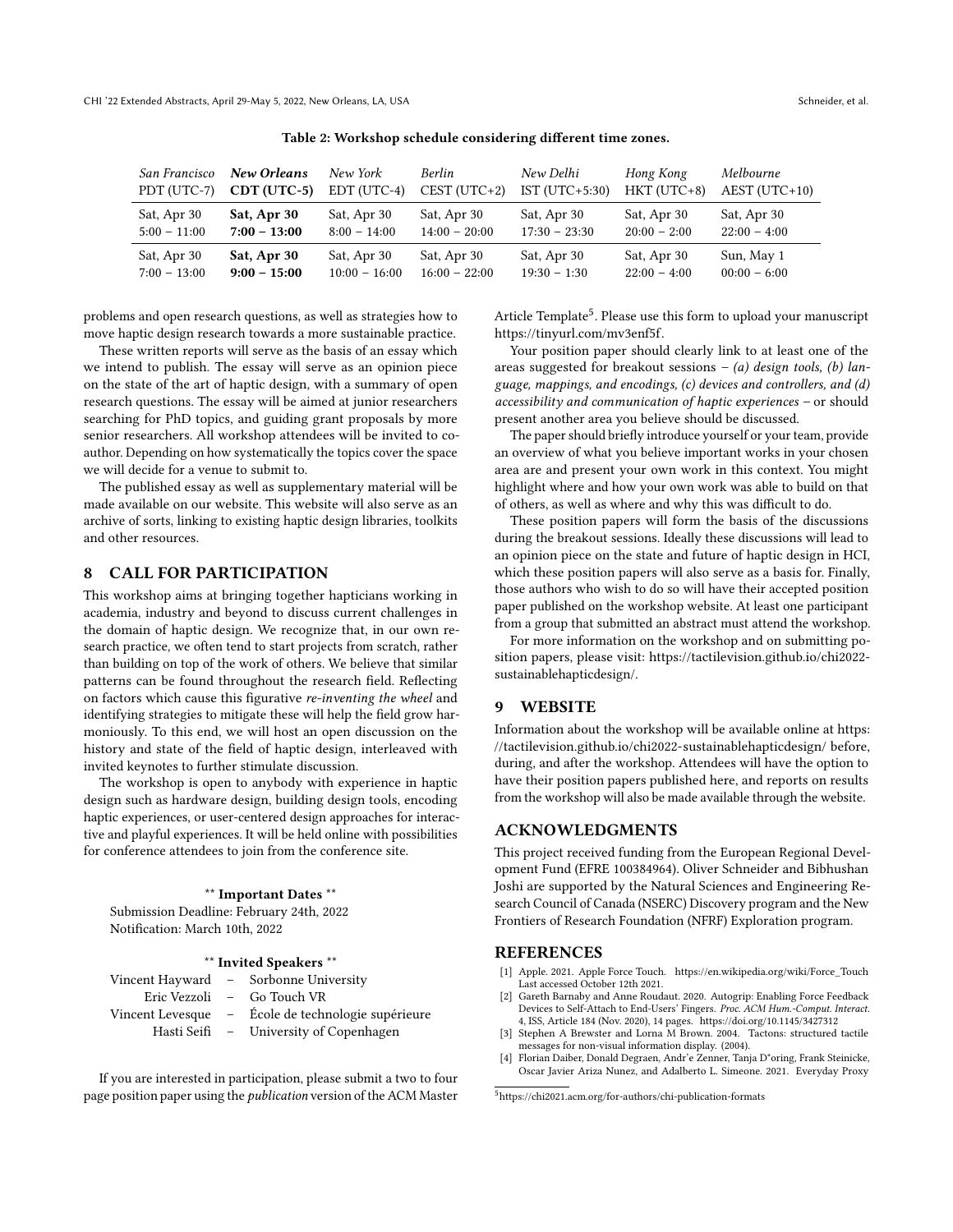Table 2: Workshop schedule considering different time zones.

| *San Francisco* PDT (UTC-7) | ***New Orleans*** **CDT (UTC-5)** | *New York* EDT (UTC-4) | *Berlin* CEST (UTC+2) | *New Delhi* IST (UTC+5:30) | *Hong Kong* HKT (UTC+8) | *Melbourne* AEST (UTC+10) |
|---|---|---|---|---|---|---|
| Sat, Apr 30 5:00 – 11:00 | **Sat, Apr 30 7:00 – 13:00** | Sat, Apr 30 8:00 – 14:00 | Sat, Apr 30 14:00 – 20:00 | Sat, Apr 30 17:30 – 23:30 | Sat, Apr 30 20:00 – 2:00 | Sat, Apr 30 22:00 – 4:00 |
| Sat, Apr 30 7:00 – 13:00 | **Sat, Apr 30 9:00 – 15:00** | Sat, Apr 30 10:00 – 16:00 | Sat, Apr 30 16:00 – 22:00 | Sat, Apr 30 19:30 – 1:30 | Sat, Apr 30 22:00 – 4:00 | Sun, May 1 00:00 – 6:00 |

problems and open research questions, as well as strategies how to move haptic design research towards a more sustainable practice.

These written reports will serve as the basis of an essay which we intend to publish. The essay will serve as an opinion piece on the state of the art of haptic design, with a summary of open research questions. The essay will be aimed at junior researchers searching for PhD topics, and guiding grant proposals by more senior researchers. All workshop attendees will be invited to co-author. Depending on how systematically the topics cover the space we will decide for a venue to submit to.

The published essay as well as supplementary material will be made available on our website. This website will also serve as an archive of sorts, linking to existing haptic design libraries, toolkits and other resources.

## 8 CALL FOR PARTICIPATION

This workshop aims at bringing together hapticians working in academia, industry and beyond to discuss current challenges in the domain of haptic design. We recognize that, in our own research practice, we often tend to start projects from scratch, rather than building on top of the work of others. We believe that similar patterns can be found throughout the research field. Reflecting on factors which cause this figurative *re-inventing the wheel* and identifying strategies to mitigate these will help the field grow harmoniously. To this end, we will host an open discussion on the history and state of the field of haptic design, interleaved with invited keynotes to further stimulate discussion.

The workshop is open to anybody with experience in haptic design such as hardware design, building design tools, encoding haptic experiences, or user-centered design approaches for interactive and playful experiences. It will be held online with possibilities for conference attendees to join from the conference site.

**\*\* Important Dates \*\***

Submission Deadline: February 24th, 2022
Notification: March 10th, 2022

**\*\* Invited Speakers \*\***

| | | |
|---|---|---|
| Vincent Hayward | – | Sorbonne University |
| Eric Vezzoli | – | Go Touch VR |
| Vincent Levesque | – | École de technologie supérieure |
| Hasti Seifi | – | University of Copenhagen |

If you are interested in participation, please submit a two to four page position paper using the *publication* version of the ACM Master Article Template[5]. Please use this form to upload your manuscript https://tinyurl.com/mv3enf5f.

Your position paper should clearly link to at least one of the areas suggested for breakout sessions – *(a) design tools, (b) language, mappings, and encodings, (c) devices and controllers, and (d) accessibility and communication of haptic experiences* – or should present another area you believe should be discussed.

The paper should briefly introduce yourself or your team, provide an overview of what you believe important works in your chosen area are and present your own work in this context. You might highlight where and how your own work was able to build on that of others, as well as where and why this was difficult to do.

These position papers will form the basis of the discussions during the breakout sessions. Ideally these discussions will lead to an opinion piece on the state and future of haptic design in HCI, which these position papers will also serve as a basis for. Finally, those authors who wish to do so will have their accepted position paper published on the workshop website. At least one participant from a group that submitted an abstract must attend the workshop.

For more information on the workshop and on submitting position papers, please visit: https://tactilevision.github.io/chi2022-sustainablehapticdesign/.

## 9 WEBSITE

Information about the workshop will be available online at https://tactilevision.github.io/chi2022-sustainablehapticdesign/ before, during, and after the workshop. Attendees will have the option to have their position papers published here, and reports on results from the workshop will also be made available through the website.

## ACKNOWLEDGMENTS

This project received funding from the European Regional Development Fund (EFRE 100384964). Oliver Schneider and Bibhushan Joshi are supported by the Natural Sciences and Engineering Research Council of Canada (NSERC) Discovery program and the New Frontiers of Research Foundation (NFRF) Exploration program.

## REFERENCES

[1] Apple. 2021. Apple Force Touch. https://en.wikipedia.org/wiki/Force_Touch Last accessed October 12th 2021.

[2] Gareth Barnaby and Anne Roudaut. 2020. Autogrip: Enabling Force Feedback Devices to Self-Attach to End-Users' Fingers. *Proc. ACM Hum.-Comput. Interact.* 4, ISS, Article 184 (Nov. 2020), 14 pages. https://doi.org/10.1145/3427312

[3] Stephen A Brewster and Lorna M Brown. 2004. Tactons: structured tactile messages for non-visual information display. (2004).

[4] Florian Daiber, Donald Degraen, Andr'e Zenner, Tanja D"oring, Frank Steinicke, Oscar Javier Ariza Nunez, and Adalberto L. Simeone. 2021. Everyday Proxy

[5] https://chi2021.acm.org/for-authors/chi-publication-formats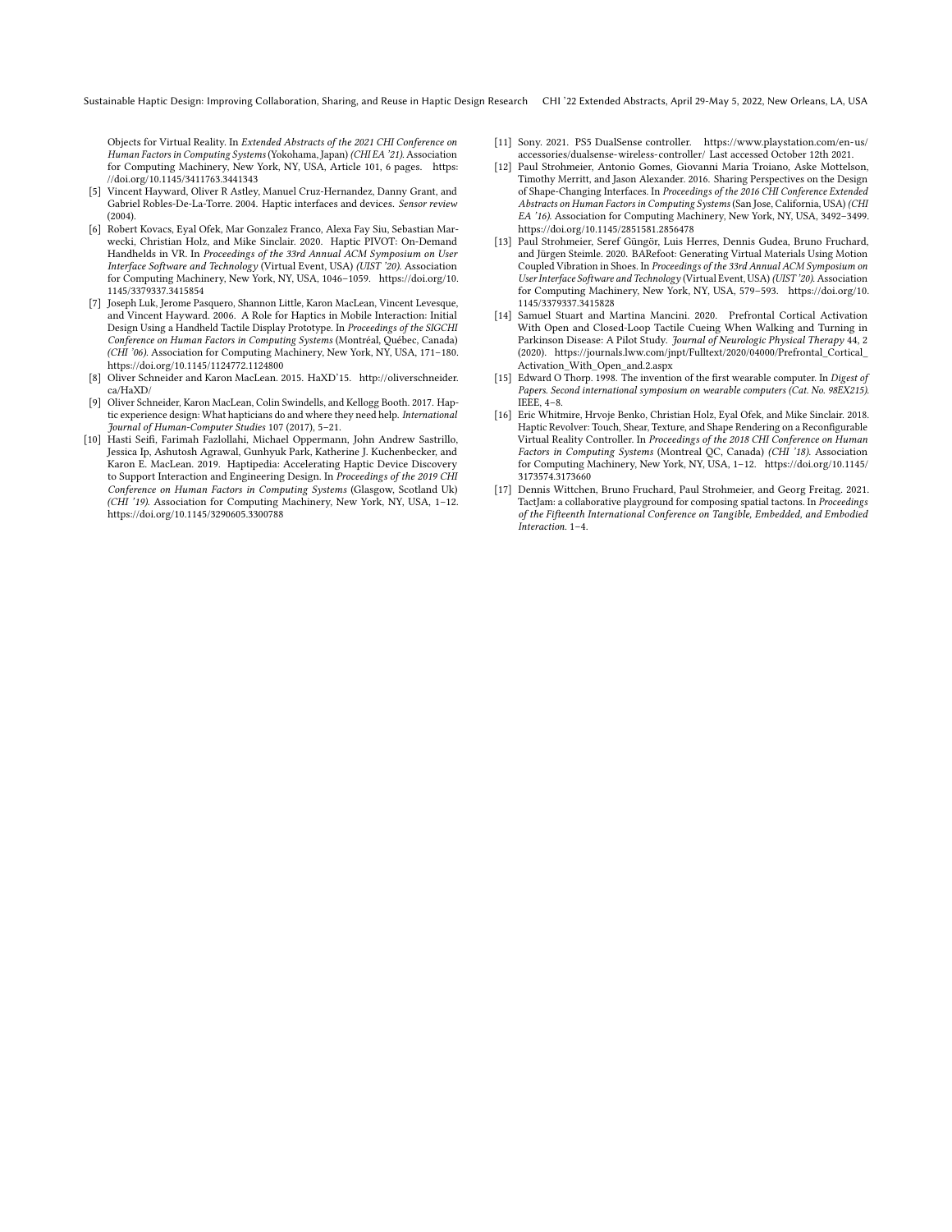Objects for Virtual Reality. In *Extended Abstracts of the 2021 CHI Conference on Human Factors in Computing Systems* (Yokohama, Japan) *(CHI EA '21)*. Association for Computing Machinery, New York, NY, USA, Article 101, 6 pages. https://doi.org/10.1145/3411763.3441343

[5] Vincent Hayward, Oliver R Astley, Manuel Cruz-Hernandez, Danny Grant, and Gabriel Robles-De-La-Torre. 2004. Haptic interfaces and devices. *Sensor review* (2004).

[6] Robert Kovacs, Eyal Ofek, Mar Gonzalez Franco, Alexa Fay Siu, Sebastian Marwecki, Christian Holz, and Mike Sinclair. 2020. Haptic PIVOT: On-Demand Handhelds in VR. In *Proceedings of the 33rd Annual ACM Symposium on User Interface Software and Technology* (Virtual Event, USA) *(UIST '20)*. Association for Computing Machinery, New York, NY, USA, 1046–1059. https://doi.org/10.1145/3379337.3415854

[7] Joseph Luk, Jerome Pasquero, Shannon Little, Karon MacLean, Vincent Levesque, and Vincent Hayward. 2006. A Role for Haptics in Mobile Interaction: Initial Design Using a Handheld Tactile Display Prototype. In *Proceedings of the SIGCHI Conference on Human Factors in Computing Systems* (Montréal, Québec, Canada) *(CHI '06)*. Association for Computing Machinery, New York, NY, USA, 171–180. https://doi.org/10.1145/1124772.1124800

[8] Oliver Schneider and Karon MacLean. 2015. HaXD'15. http://oliverschneider.ca/HaXD/

[9] Oliver Schneider, Karon MacLean, Colin Swindells, and Kellogg Booth. 2017. Haptic experience design: What hapticians do and where they need help. *International Journal of Human-Computer Studies* 107 (2017), 5–21.

[10] Hasti Seifi, Farimah Fazlollahi, Michael Oppermann, John Andrew Sastrillo, Jessica Ip, Ashutosh Agrawal, Gunhyuk Park, Katherine J. Kuchenbecker, and Karon E. MacLean. 2019. Haptipedia: Accelerating Haptic Device Discovery to Support Interaction and Engineering Design. In *Proceedings of the 2019 CHI Conference on Human Factors in Computing Systems* (Glasgow, Scotland Uk) *(CHI '19)*. Association for Computing Machinery, New York, NY, USA, 1–12. https://doi.org/10.1145/3290605.3300788

[11] Sony. 2021. PS5 DualSense controller. https://www.playstation.com/en-us/accessories/dualsense-wireless-controller/ Last accessed October 12th 2021.

[12] Paul Strohmeier, Antonio Gomes, Giovanni Maria Troiano, Aske Mottelson, Timothy Merritt, and Jason Alexander. 2016. Sharing Perspectives on the Design of Shape-Changing Interfaces. In *Proceedings of the 2016 CHI Conference Extended Abstracts on Human Factors in Computing Systems* (San Jose, California, USA) *(CHI EA '16)*. Association for Computing Machinery, New York, NY, USA, 3492–3499. https://doi.org/10.1145/2851581.2856478

[13] Paul Strohmeier, Seref Güngör, Luis Herres, Dennis Gudea, Bruno Fruchard, and Jürgen Steimle. 2020. BARefoot: Generating Virtual Materials Using Motion Coupled Vibration in Shoes. In *Proceedings of the 33rd Annual ACM Symposium on User Interface Software and Technology* (Virtual Event, USA) *(UIST '20)*. Association for Computing Machinery, New York, NY, USA, 579–593. https://doi.org/10.1145/3379337.3415828

[14] Samuel Stuart and Martina Mancini. 2020. Prefrontal Cortical Activation With Open and Closed-Loop Tactile Cueing When Walking and Turning in Parkinson Disease: A Pilot Study. *Journal of Neurologic Physical Therapy* 44, 2 (2020). https://journals.lww.com/jnpt/Fulltext/2020/04000/Prefrontal_Cortical_Activation_With_Open_and.2.aspx

[15] Edward O Thorp. 1998. The invention of the first wearable computer. In *Digest of Papers. Second international symposium on wearable computers (Cat. No. 98EX215)*. IEEE, 4–8.

[16] Eric Whitmire, Hrvoje Benko, Christian Holz, Eyal Ofek, and Mike Sinclair. 2018. Haptic Revolver: Touch, Shear, Texture, and Shape Rendering on a Reconfigurable Virtual Reality Controller. In *Proceedings of the 2018 CHI Conference on Human Factors in Computing Systems* (Montreal QC, Canada) *(CHI '18)*. Association for Computing Machinery, New York, NY, USA, 1–12. https://doi.org/10.1145/3173574.3173660

[17] Dennis Wittchen, Bruno Fruchard, Paul Strohmeier, and Georg Freitag. 2021. TactJam: a collaborative playground for composing spatial tactons. In *Proceedings of the Fifteenth International Conference on Tangible, Embedded, and Embodied Interaction*. 1–4.